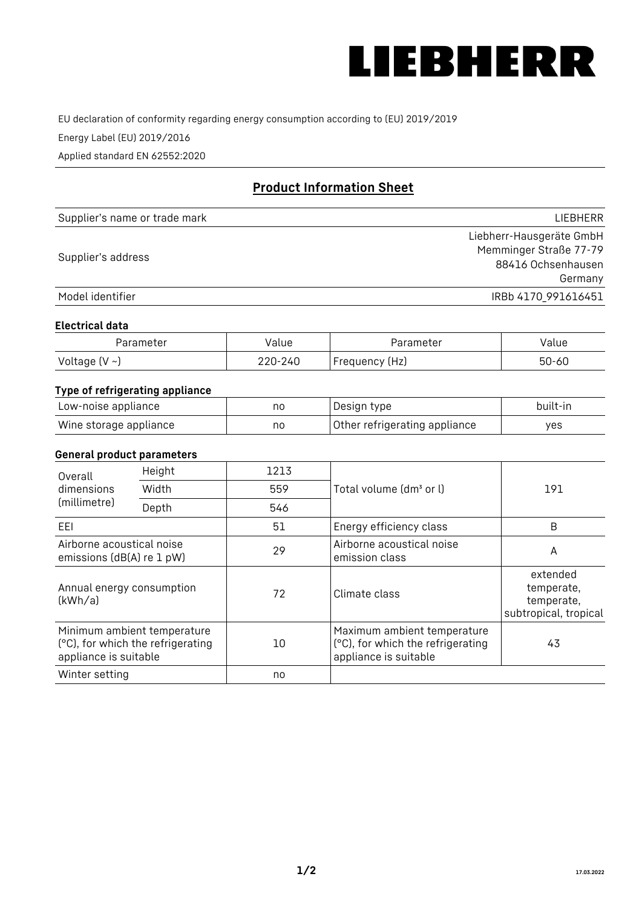LIEBHERR

EU declaration of conformity regarding energy consumption according to (EU) 2019/2019

Energy Label (EU) 2019/2016

Applied standard EN 62552:2020

## Product Information Sheet

| | |
|---|---|
| Supplier's name or trade mark | LIEBHERR |
| Supplier's address | Liebherr-Hausgeräte GmbH<br>Memminger Straße 77-79<br>88416 Ochsenhausen<br>Germany |
| Model identifier | IRBb 4170_991616451 |

### Electrical data

| Parameter | Value | Parameter | Value |
|---|---|---|---|
| Voltage (V ~) | 220-240 | Frequency (Hz) | 50-60 |

### Type of refrigerating appliance

| | | | |
|---|---|---|---|
| Low-noise appliance | no | Design type | built-in |
| Wine storage appliance | no | Other refrigerating appliance | yes |

### General product parameters

| | | | | |
|---|---|---|---|---|
| Overall dimensions (millimetre) | Height | 1213 | Total volume (dm³ or l) | 191 |
| | Width | 559 | | |
| | Depth | 546 | | |
| EEI | | 51 | Energy efficiency class | B |
| Airborne acoustical noise emissions (dB(A) re 1 pW) | | 29 | Airborne acoustical noise emission class | A |
| Annual energy consumption (kWh/a) | | 72 | Climate class | extended temperate, temperate, subtropical, tropical |
| Minimum ambient temperature (°C), for which the refrigerating appliance is suitable | | 10 | Maximum ambient temperature (°C), for which the refrigerating appliance is suitable | 43 |
| Winter setting | | no | | |

17.03.2022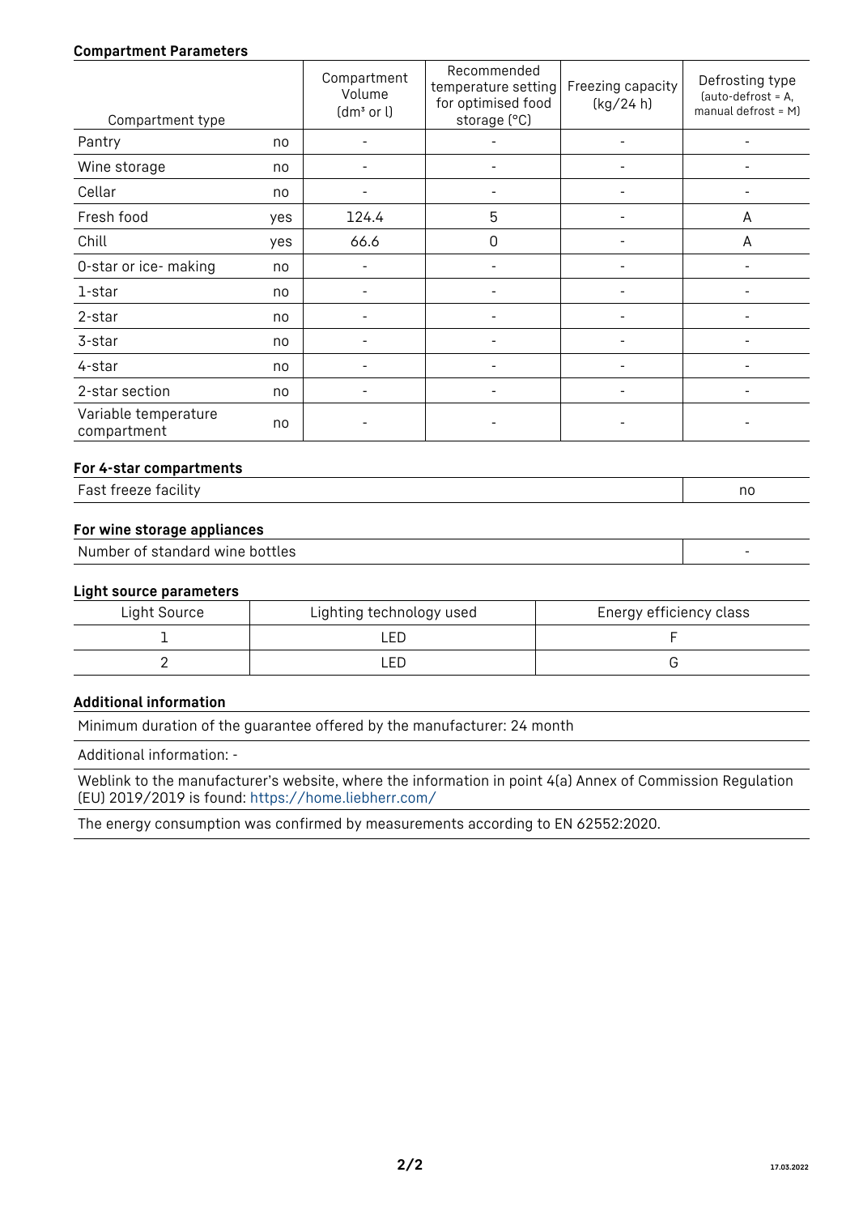**Compartment Parameters**

| Compartment type | | Compartment Volume (dm³ or l) | Recommended temperature setting for optimised food storage (°C) | Freezing capacity (kg/24 h) | Defrosting type (auto-defrost = A, manual defrost = M) |
|---|---|---|---|---|---|
| Pantry | no | - | - | - | - |
| Wine storage | no | - | - | - | - |
| Cellar | no | - | - | - | - |
| Fresh food | yes | 124.4 | 5 | - | A |
| Chill | yes | 66.6 | 0 | - | A |
| 0-star or ice- making | no | - | - | - | - |
| 1-star | no | - | - | - | - |
| 2-star | no | - | - | - | - |
| 3-star | no | - | - | - | - |
| 4-star | no | - | - | - | - |
| 2-star section | no | - | - | - | - |
| Variable temperature compartment | no | - | - | - | - |

**For 4-star compartments**

| | |
|---|---|
| Fast freeze facility | no |

**For wine storage appliances**

| | |
|---|---|
| Number of standard wine bottles | - |

**Light source parameters**

| Light Source | Lighting technology used | Energy efficiency class |
|---|---|---|
| 1 | LED | F |
| 2 | LED | G |

**Additional information**

Minimum duration of the guarantee offered by the manufacturer: 24 month

Additional information: -

Weblink to the manufacturer's website, where the information in point 4(a) Annex of Commission Regulation (EU) 2019/2019 is found: https://home.liebherr.com/

The energy consumption was confirmed by measurements according to EN 62552:2020.

17.03.2022